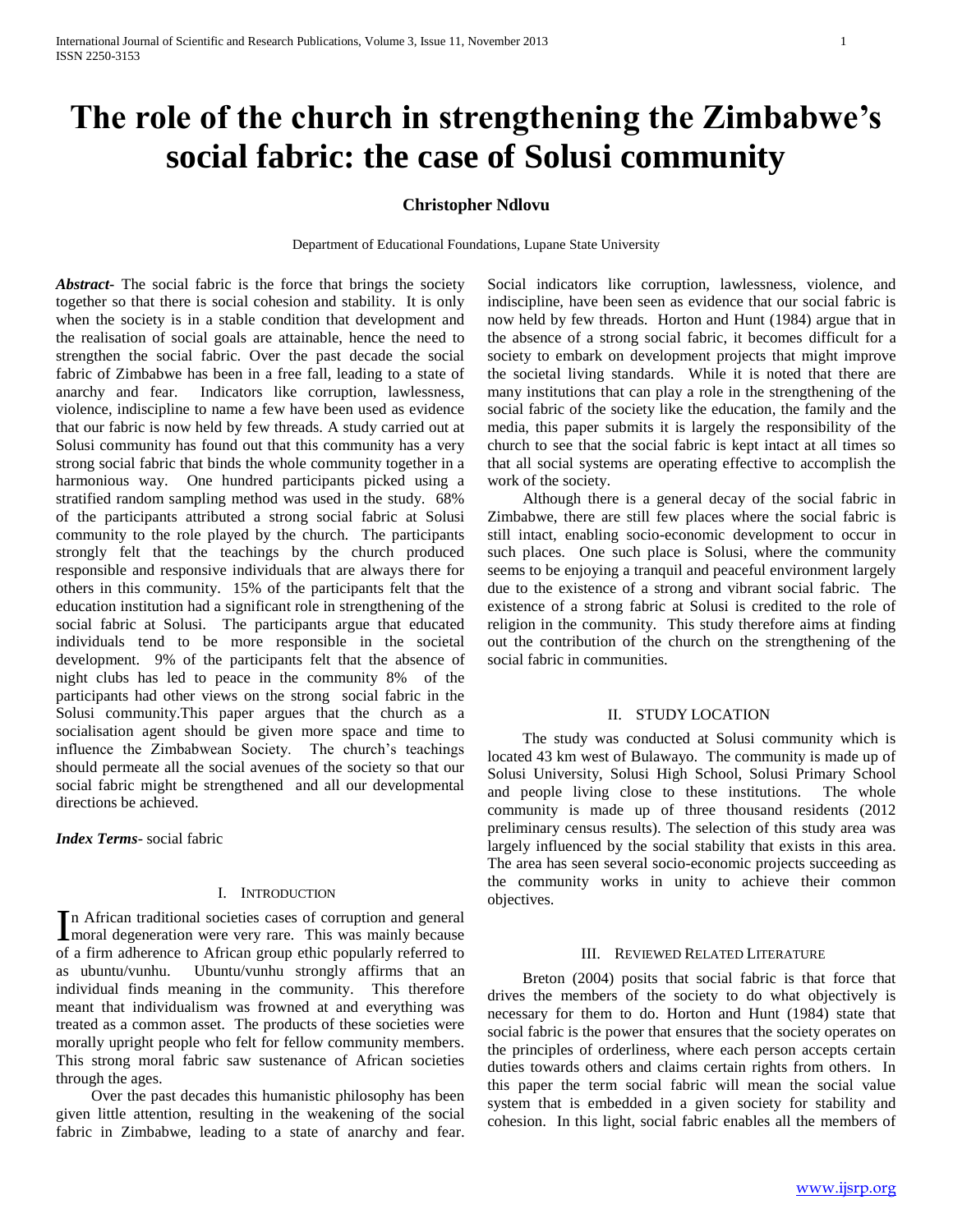# The role of the church in strengthening the Zimbabwe's social fabric: the case of Solusi community

**Christopher Ndlovu**

Department of Educational Foundations, Lupane State University

***Abstract-*** The social fabric is the force that brings the society together so that there is social cohesion and stability. It is only when the society is in a stable condition that development and the realisation of social goals are attainable, hence the need to strengthen the social fabric. Over the past decade the social fabric of Zimbabwe has been in a free fall, leading to a state of anarchy and fear. Indicators like corruption, lawlessness, violence, indiscipline to name a few have been used as evidence that our fabric is now held by few threads. A study carried out at Solusi community has found out that this community has a very strong social fabric that binds the whole community together in a harmonious way. One hundred participants picked using a stratified random sampling method was used in the study. 68% of the participants attributed a strong social fabric at Solusi community to the role played by the church. The participants strongly felt that the teachings by the church produced responsible and responsive individuals that are always there for others in this community. 15% of the participants felt that the education institution had a significant role in strengthening of the social fabric at Solusi. The participants argue that educated individuals tend to be more responsible in the societal development. 9% of the participants felt that the absence of night clubs has led to peace in the community 8% of the participants had other views on the strong social fabric in the Solusi community.This paper argues that the church as a socialisation agent should be given more space and time to influence the Zimbabwean Society. The church's teachings should permeate all the social avenues of the society so that our social fabric might be strengthened and all our developmental directions be achieved.

***Index Terms-*** social fabric

## I. Introduction

In African traditional societies cases of corruption and general moral degeneration were very rare. This was mainly because of a firm adherence to African group ethic popularly referred to as ubuntu/vunhu. Ubuntu/vunhu strongly affirms that an individual finds meaning in the community. This therefore meant that individualism was frowned at and everything was treated as a common asset. The products of these societies were morally upright people who felt for fellow community members. This strong moral fabric saw sustenance of African societies through the ages.

Over the past decades this humanistic philosophy has been given little attention, resulting in the weakening of the social fabric in Zimbabwe, leading to a state of anarchy and fear. Social indicators like corruption, lawlessness, violence, and indiscipline, have been seen as evidence that our social fabric is now held by few threads. Horton and Hunt (1984) argue that in the absence of a strong social fabric, it becomes difficult for a society to embark on development projects that might improve the societal living standards. While it is noted that there are many institutions that can play a role in the strengthening of the social fabric of the society like the education, the family and the media, this paper submits it is largely the responsibility of the church to see that the social fabric is kept intact at all times so that all social systems are operating effective to accomplish the work of the society.

Although there is a general decay of the social fabric in Zimbabwe, there are still few places where the social fabric is still intact, enabling socio-economic development to occur in such places. One such place is Solusi, where the community seems to be enjoying a tranquil and peaceful environment largely due to the existence of a strong and vibrant social fabric. The existence of a strong fabric at Solusi is credited to the role of religion in the community. This study therefore aims at finding out the contribution of the church on the strengthening of the social fabric in communities.

## II. Study Location

The study was conducted at Solusi community which is located 43 km west of Bulawayo. The community is made up of Solusi University, Solusi High School, Solusi Primary School and people living close to these institutions. The whole community is made up of three thousand residents (2012 preliminary census results). The selection of this study area was largely influenced by the social stability that exists in this area. The area has seen several socio-economic projects succeeding as the community works in unity to achieve their common objectives.

## III. Reviewed Related Literature

Breton (2004) posits that social fabric is that force that drives the members of the society to do what objectively is necessary for them to do. Horton and Hunt (1984) state that social fabric is the power that ensures that the society operates on the principles of orderliness, where each person accepts certain duties towards others and claims certain rights from others. In this paper the term social fabric will mean the social value system that is embedded in a given society for stability and cohesion. In this light, social fabric enables all the members of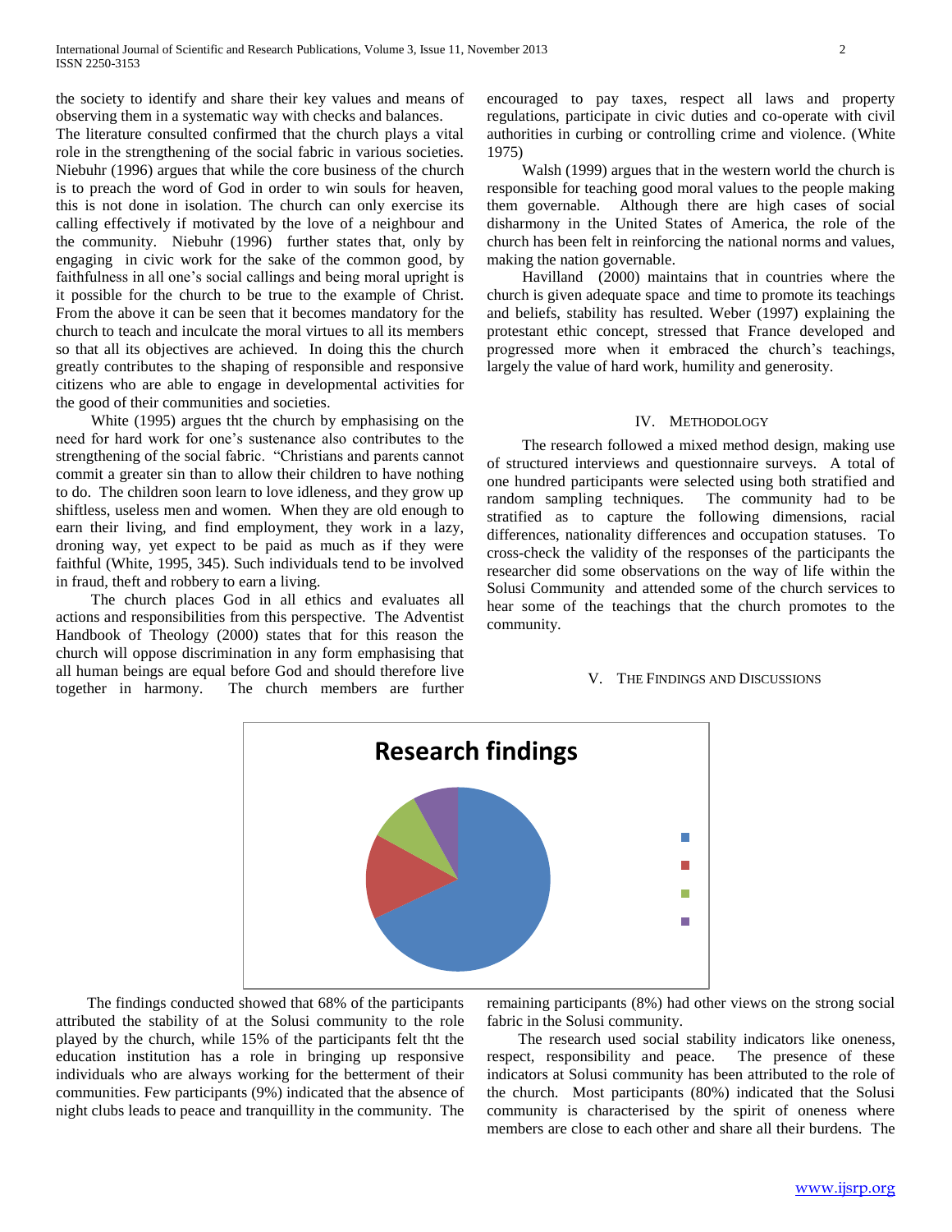the society to identify and share their key values and means of observing them in a systematic way with checks and balances.

The literature consulted confirmed that the church plays a vital role in the strengthening of the social fabric in various societies. Niebuhr (1996) argues that while the core business of the church is to preach the word of God in order to win souls for heaven, this is not done in isolation. The church can only exercise its calling effectively if motivated by the love of a neighbour and the community. Niebuhr (1996) further states that, only by engaging in civic work for the sake of the common good, by faithfulness in all one's social callings and being moral upright is it possible for the church to be true to the example of Christ. From the above it can be seen that it becomes mandatory for the church to teach and inculcate the moral virtues to all its members so that all its objectives are achieved. In doing this the church greatly contributes to the shaping of responsible and responsive citizens who are able to engage in developmental activities for the good of their communities and societies.

White (1995) argues tht the church by emphasising on the need for hard work for one's sustenance also contributes to the strengthening of the social fabric. "Christians and parents cannot commit a greater sin than to allow their children to have nothing to do. The children soon learn to love idleness, and they grow up shiftless, useless men and women. When they are old enough to earn their living, and find employment, they work in a lazy, droning way, yet expect to be paid as much as if they were faithful (White, 1995, 345). Such individuals tend to be involved in fraud, theft and robbery to earn a living.

The church places God in all ethics and evaluates all actions and responsibilities from this perspective. The Adventist Handbook of Theology (2000) states that for this reason the church will oppose discrimination in any form emphasising that all human beings are equal before God and should therefore live together in harmony. The church members are further encouraged to pay taxes, respect all laws and property regulations, participate in civic duties and co-operate with civil authorities in curbing or controlling crime and violence. (White 1975)

Walsh (1999) argues that in the western world the church is responsible for teaching good moral values to the people making them governable. Although there are high cases of social disharmony in the United States of America, the role of the church has been felt in reinforcing the national norms and values, making the nation governable.

Havilland (2000) maintains that in countries where the church is given adequate space and time to promote its teachings and beliefs, stability has resulted. Weber (1997) explaining the protestant ethic concept, stressed that France developed and progressed more when it embraced the church's teachings, largely the value of hard work, humility and generosity.

## IV. Methodology

The research followed a mixed method design, making use of structured interviews and questionnaire surveys. A total of one hundred participants were selected using both stratified and random sampling techniques. The community had to be stratified as to capture the following dimensions, racial differences, nationality differences and occupation statuses. To cross-check the validity of the responses of the participants the researcher did some observations on the way of life within the Solusi Community and attended some of the church services to hear some of the teachings that the church promotes to the community.

## V. The Findings and Discussions

Research findings

The findings conducted showed that 68% of the participants attributed the stability of at the Solusi community to the role played by the church, while 15% of the participants felt tht the education institution has a role in bringing up responsive individuals who are always working for the betterment of their communities. Few participants (9%) indicated that the absence of night clubs leads to peace and tranquillity in the community. The remaining participants (8%) had other views on the strong social fabric in the Solusi community.

The research used social stability indicators like oneness, respect, responsibility and peace. The presence of these indicators at Solusi community has been attributed to the role of the church. Most participants (80%) indicated that the Solusi community is characterised by the spirit of oneness where members are close to each other and share all their burdens. The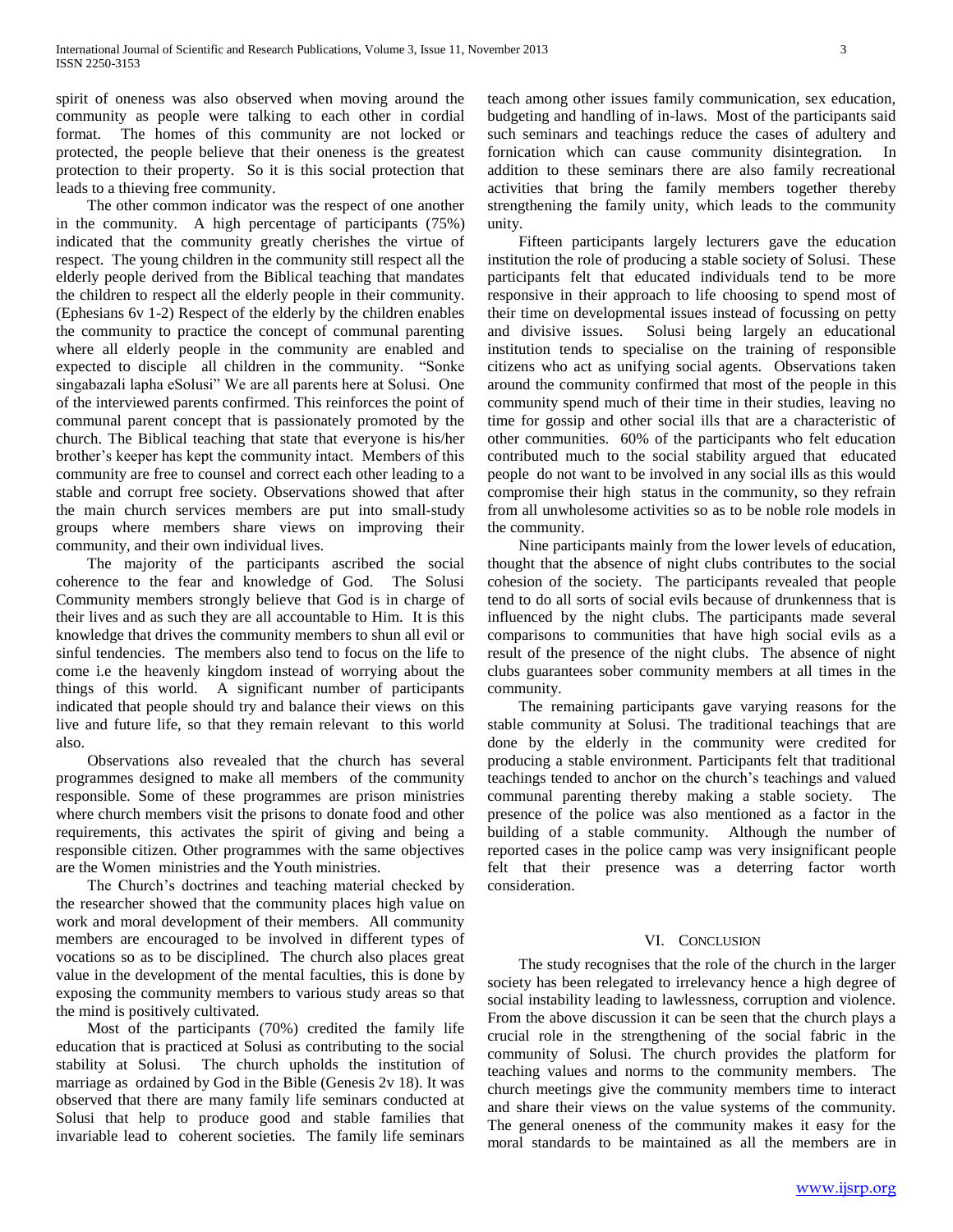spirit of oneness was also observed when moving around the community as people were talking to each other in cordial format. The homes of this community are not locked or protected, the people believe that their oneness is the greatest protection to their property. So it is this social protection that leads to a thieving free community.

The other common indicator was the respect of one another in the community. A high percentage of participants (75%) indicated that the community greatly cherishes the virtue of respect. The young children in the community still respect all the elderly people derived from the Biblical teaching that mandates the children to respect all the elderly people in their community. (Ephesians 6v 1-2) Respect of the elderly by the children enables the community to practice the concept of communal parenting where all elderly people in the community are enabled and expected to disciple all children in the community. "Sonke singabazali lapha eSolusi" We are all parents here at Solusi. One of the interviewed parents confirmed. This reinforces the point of communal parent concept that is passionately promoted by the church. The Biblical teaching that state that everyone is his/her brother's keeper has kept the community intact. Members of this community are free to counsel and correct each other leading to a stable and corrupt free society. Observations showed that after the main church services members are put into small-study groups where members share views on improving their community, and their own individual lives.

The majority of the participants ascribed the social coherence to the fear and knowledge of God. The Solusi Community members strongly believe that God is in charge of their lives and as such they are all accountable to Him. It is this knowledge that drives the community members to shun all evil or sinful tendencies. The members also tend to focus on the life to come i.e the heavenly kingdom instead of worrying about the things of this world. A significant number of participants indicated that people should try and balance their views on this live and future life, so that they remain relevant to this world also.

Observations also revealed that the church has several programmes designed to make all members of the community responsible. Some of these programmes are prison ministries where church members visit the prisons to donate food and other requirements, this activates the spirit of giving and being a responsible citizen. Other programmes with the same objectives are the Women ministries and the Youth ministries.

The Church's doctrines and teaching material checked by the researcher showed that the community places high value on work and moral development of their members. All community members are encouraged to be involved in different types of vocations so as to be disciplined. The church also places great value in the development of the mental faculties, this is done by exposing the community members to various study areas so that the mind is positively cultivated.

Most of the participants (70%) credited the family life education that is practiced at Solusi as contributing to the social stability at Solusi. The church upholds the institution of marriage as ordained by God in the Bible (Genesis 2v 18). It was observed that there are many family life seminars conducted at Solusi that help to produce good and stable families that invariable lead to coherent societies. The family life seminars teach among other issues family communication, sex education, budgeting and handling of in-laws. Most of the participants said such seminars and teachings reduce the cases of adultery and fornication which can cause community disintegration. In addition to these seminars there are also family recreational activities that bring the family members together thereby strengthening the family unity, which leads to the community unity.

Fifteen participants largely lecturers gave the education institution the role of producing a stable society of Solusi. These participants felt that educated individuals tend to be more responsive in their approach to life choosing to spend most of their time on developmental issues instead of focussing on petty and divisive issues. Solusi being largely an educational institution tends to specialise on the training of responsible citizens who act as unifying social agents. Observations taken around the community confirmed that most of the people in this community spend much of their time in their studies, leaving no time for gossip and other social ills that are a characteristic of other communities. 60% of the participants who felt education contributed much to the social stability argued that educated people do not want to be involved in any social ills as this would compromise their high status in the community, so they refrain from all unwholesome activities so as to be noble role models in the community.

Nine participants mainly from the lower levels of education, thought that the absence of night clubs contributes to the social cohesion of the society. The participants revealed that people tend to do all sorts of social evils because of drunkenness that is influenced by the night clubs. The participants made several comparisons to communities that have high social evils as a result of the presence of the night clubs. The absence of night clubs guarantees sober community members at all times in the community.

The remaining participants gave varying reasons for the stable community at Solusi. The traditional teachings that are done by the elderly in the community were credited for producing a stable environment. Participants felt that traditional teachings tended to anchor on the church's teachings and valued communal parenting thereby making a stable society. The presence of the police was also mentioned as a factor in the building of a stable community. Although the number of reported cases in the police camp was very insignificant people felt that their presence was a deterring factor worth consideration.

## VI. Conclusion

The study recognises that the role of the church in the larger society has been relegated to irrelevancy hence a high degree of social instability leading to lawlessness, corruption and violence. From the above discussion it can be seen that the church plays a crucial role in the strengthening of the social fabric in the community of Solusi. The church provides the platform for teaching values and norms to the community members. The church meetings give the community members time to interact and share their views on the value systems of the community. The general oneness of the community makes it easy for the moral standards to be maintained as all the members are in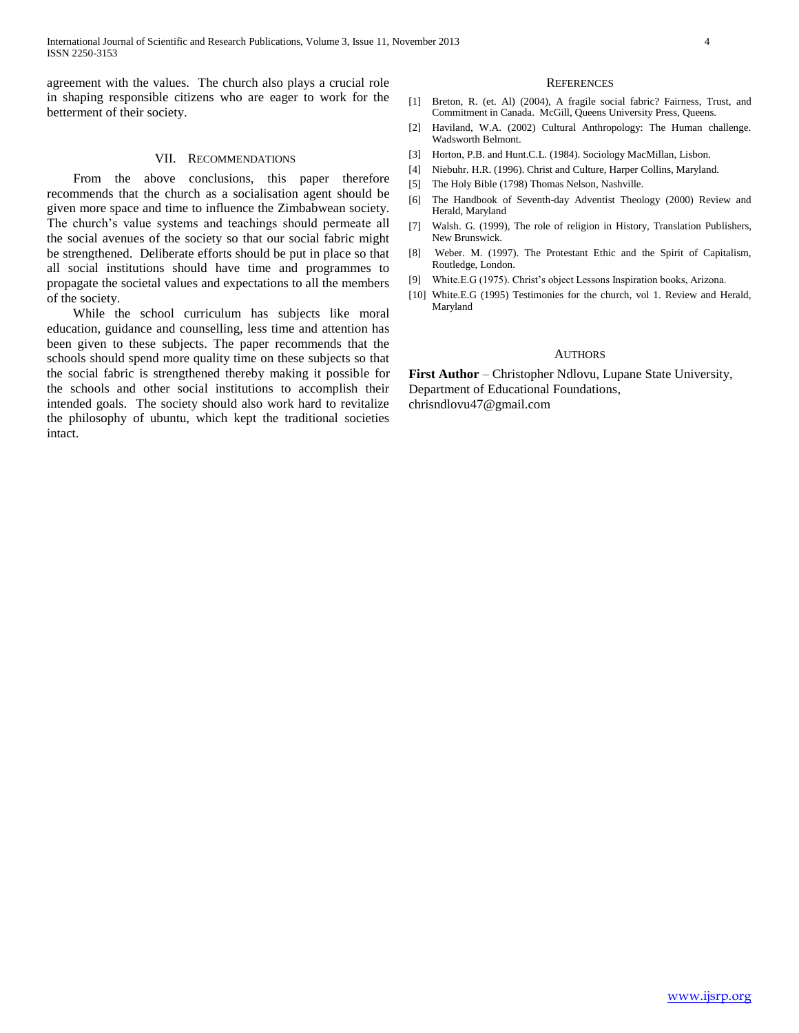agreement with the values. The church also plays a crucial role in shaping responsible citizens who are eager to work for the betterment of their society.

## VII. Recommendations

From the above conclusions, this paper therefore recommends that the church as a socialisation agent should be given more space and time to influence the Zimbabwean society. The church's value systems and teachings should permeate all the social avenues of the society so that our social fabric might be strengthened. Deliberate efforts should be put in place so that all social institutions should have time and programmes to propagate the societal values and expectations to all the members of the society.

While the school curriculum has subjects like moral education, guidance and counselling, less time and attention has been given to these subjects. The paper recommends that the schools should spend more quality time on these subjects so that the social fabric is strengthened thereby making it possible for the schools and other social institutions to accomplish their intended goals. The society should also work hard to revitalize the philosophy of ubuntu, which kept the traditional societies intact.

## References

[1] Breton, R. (et. Al) (2004), A fragile social fabric? Fairness, Trust, and Commitment in Canada. McGill, Queens University Press, Queens.

[2] Haviland, W.A. (2002) Cultural Anthropology: The Human challenge. Wadsworth Belmont.

[3] Horton, P.B. and Hunt.C.L. (1984). Sociology MacMillan, Lisbon.

[4] Niebuhr. H.R. (1996). Christ and Culture, Harper Collins, Maryland.

[5] The Holy Bible (1798) Thomas Nelson, Nashville.

[6] The Handbook of Seventh-day Adventist Theology (2000) Review and Herald, Maryland

[7] Walsh. G. (1999), The role of religion in History, Translation Publishers, New Brunswick.

[8] Weber. M. (1997). The Protestant Ethic and the Spirit of Capitalism, Routledge, London.

[9] White.E.G (1975). Christ's object Lessons Inspiration books, Arizona.

[10] White.E.G (1995) Testimonies for the church, vol 1. Review and Herald, Maryland

## Authors

**First Author** – Christopher Ndlovu, Lupane State University, Department of Educational Foundations, chrisndlovu47@gmail.com